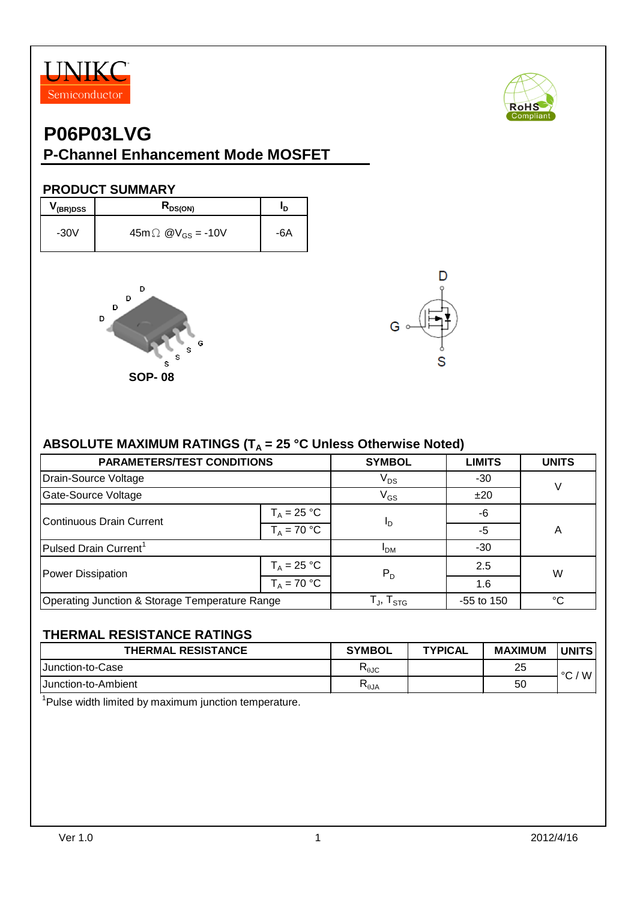UNIKC Semiconductor

# P06P03LVG

## P-Channel Enhancement Mode MOSFET

### PRODUCT SUMMARY

| $V_{(BR)DSS}$ | $R_{DS(ON)}$ | $I_D$ |
|---|---|---|
| -30V | 45mΩ @$V_{GS}$ = -10V | -6A |

SOP- 08

### ABSOLUTE MAXIMUM RATINGS ($T_A$ = 25 °C Unless Otherwise Noted)

| PARAMETERS/TEST CONDITIONS | | SYMBOL | LIMITS | UNITS |
|---|---|---|---|---|
| Drain-Source Voltage | | $V_{DS}$ | -30 | V |
| Gate-Source Voltage | | $V_{GS}$ | ±20 | V |
| Continuous Drain Current | $T_A$ = 25 °C | $I_D$ | -6 | A |
| | $T_A$ = 70 °C | | -5 | |
| Pulsed Drain Current[1] | | $I_{DM}$ | -30 | A |
| Power Dissipation | $T_A$ = 25 °C | $P_D$ | 2.5 | W |
| | $T_A$ = 70 °C | | 1.6 | |
| Operating Junction & Storage Temperature Range | | $T_J$, $T_{STG}$ | -55 to 150 | °C |

### THERMAL RESISTANCE RATINGS

| THERMAL RESISTANCE | SYMBOL | TYPICAL | MAXIMUM | UNITS |
|---|---|---|---|---|
| Junction-to-Case | $R_{\theta JC}$ | | 25 | °C / W |
| Junction-to-Ambient | $R_{\theta JA}$ | | 50 | °C / W |

[1]Pulse width limited by maximum junction temperature.

Ver 1.0 | 2012/4/16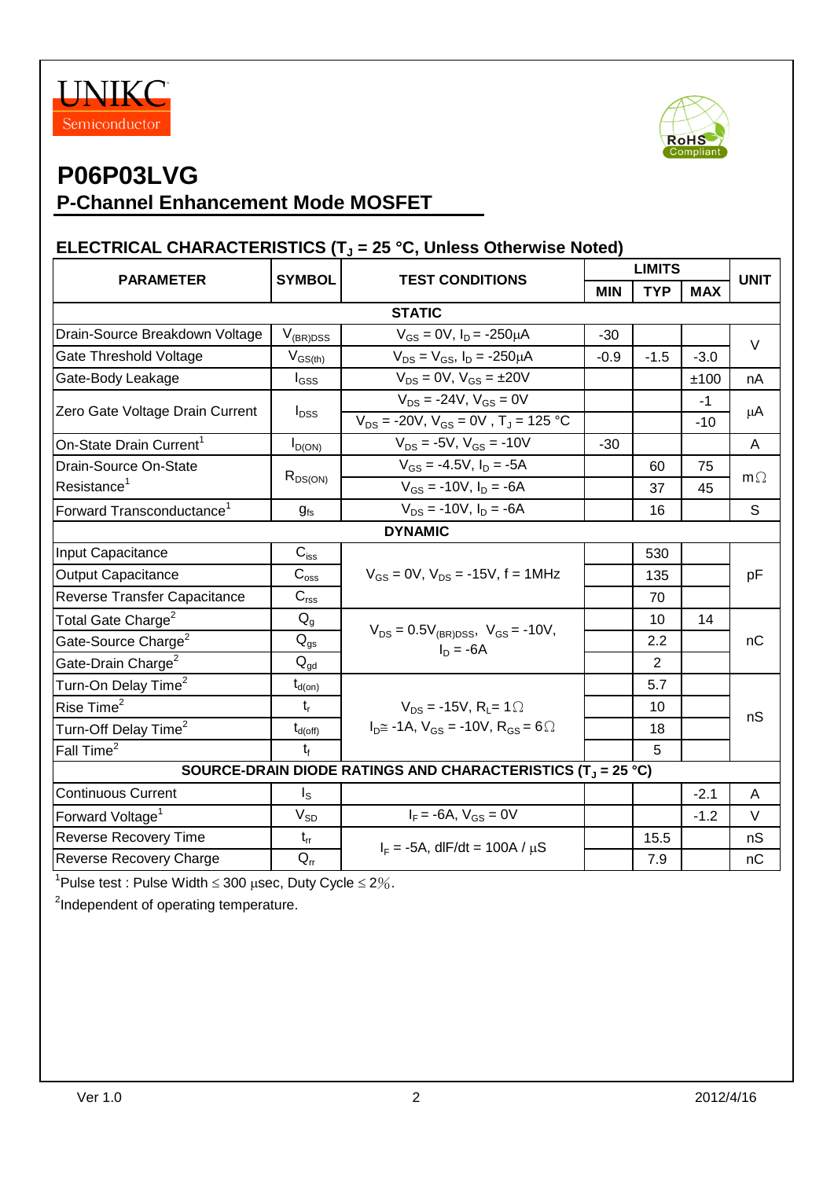UNIKC Semiconductor

# P06P03LVG

## P-Channel Enhancement Mode MOSFET

### ELECTRICAL CHARACTERISTICS ($T_J$ = 25 °C, Unless Otherwise Noted)

| PARAMETER | SYMBOL | TEST CONDITIONS | LIMITS MIN | LIMITS TYP | LIMITS MAX | UNIT |
|---|---|---|---|---|---|---|
| **STATIC** | | | | | | |
| Drain-Source Breakdown Voltage | $V_{(BR)DSS}$ | $V_{GS}$ = 0V, $I_D$ = -250μA | -30 | | | V |
| Gate Threshold Voltage | $V_{GS(th)}$ | $V_{DS}$ = $V_{GS}$, $I_D$ = -250μA | -0.9 | -1.5 | -3.0 | V |
| Gate-Body Leakage | $I_{GSS}$ | $V_{DS}$ = 0V, $V_{GS}$ = ±20V | | | ±100 | nA |
| Zero Gate Voltage Drain Current | $I_{DSS}$ | $V_{DS}$ = -24V, $V_{GS}$ = 0V | | | -1 | μA |
| | | $V_{DS}$ = -20V, $V_{GS}$ = 0V , $T_J$ = 125 °C | | | -10 | |
| On-State Drain Current[1] | $I_{D(ON)}$ | $V_{DS}$ = -5V, $V_{GS}$ = -10V | -30 | | | A |
| Drain-Source On-State Resistance[1] | $R_{DS(ON)}$ | $V_{GS}$ = -4.5V, $I_D$ = -5A | | 60 | 75 | mΩ |
| | | $V_{GS}$ = -10V, $I_D$ = -6A | | 37 | 45 | |
| Forward Transconductance[1] | $g_{fs}$ | $V_{DS}$ = -10V, $I_D$ = -6A | | 16 | | S |
| **DYNAMIC** | | | | | | |
| Input Capacitance | $C_{iss}$ | $V_{GS}$ = 0V, $V_{DS}$ = -15V, f = 1MHz | | 530 | | pF |
| Output Capacitance | $C_{oss}$ | | | 135 | | |
| Reverse Transfer Capacitance | $C_{rss}$ | | | 70 | | |
| Total Gate Charge[2] | $Q_g$ | $V_{DS}$ = 0.5$V_{(BR)DSS}$, $V_{GS}$ = -10V, $I_D$ = -6A | | 10 | 14 | nC |
| Gate-Source Charge[2] | $Q_{gs}$ | | | 2.2 | | |
| Gate-Drain Charge[2] | $Q_{gd}$ | | | 2 | | |
| Turn-On Delay Time[2] | $t_{d(on)}$ | $V_{DS}$ = -15V, $R_L$ = 1Ω, $I_D$ ≅ -1A, $V_{GS}$ = -10V, $R_{GS}$ = 6Ω | | 5.7 | | nS |
| Rise Time[2] | $t_r$ | | | 10 | | |
| Turn-Off Delay Time[2] | $t_{d(off)}$ | | | 18 | | |
| Fall Time[2] | $t_f$ | | | 5 | | |
| **SOURCE-DRAIN DIODE RATINGS AND CHARACTERISTICS ($T_J$ = 25 °C)** | | | | | | |
| Continuous Current | $I_S$ | | | | -2.1 | A |
| Forward Voltage[1] | $V_{SD}$ | $I_F$ = -6A, $V_{GS}$ = 0V | | | -1.2 | V |
| Reverse Recovery Time | $t_{rr}$ | $I_F$ = -5A, dIF/dt = 100A / μS | | 15.5 | | nS |
| Reverse Recovery Charge | $Q_{rr}$ | | | 7.9 | | nC |

[1]Pulse test : Pulse Width ≤ 300 μsec, Duty Cycle ≤ 2%.

[2]Independent of operating temperature.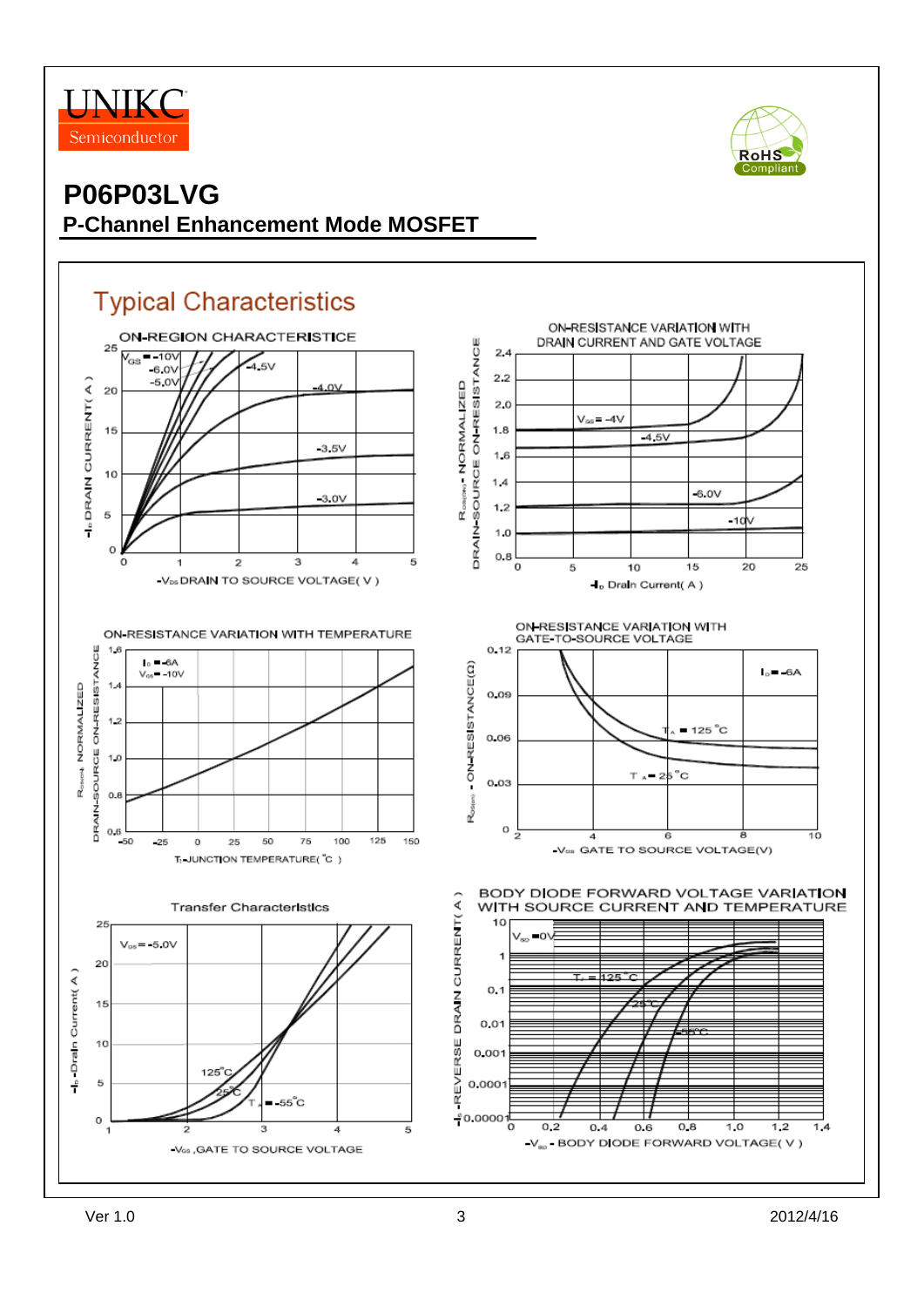# P06P03LVG

## P-Channel Enhancement Mode MOSFET

## Typical Characteristics

ON-REGION CHARACTERISTICE

$V_{GS}$ = -10V, -6.0V, -5.0V, -4.5V, -4.0V, -3.5V, $-3.0V$

$-I_D$ DRAIN CURRENT( A )

$-V_{DS}$ DRAIN TO SOURCE VOLTAGE( V )

ON-RESISTANCE VARIATION WITH DRAIN CURRENT AND GATE VOLTAGE

$V_{GS}$ = -4V, -4.5V, -6.0V, -10V

$R_{DS(ON)}$ - NORMALIZED DRAIN-SOURCE ON-RESISTANCE

$-I_D$ Drain Current( A )

ON-RESISTANCE VARIATION WITH TEMPERATURE

$I_D$ = -6A, $V_{GS}$ = -10V

$R_{DS(ON)}$ NORMALIZED DRAIN-SOURCE ON-RESISTANCE

$T_J$-JUNCTION TEMPERATURE(°C )

ON-RESISTANCE VARIATION WITH GATE-TO-SOURCE VOLTAGE

$I_D$ = -6A

$T_A$ = 125 °C, $T_A$ = 25 °C

$R_{DS(ON)}$ - ON-RESISTANCE(Ω)

$-V_{GS}$ GATE TO SOURCE VOLTAGE(V)

Transfer Characteristics

$V_{DS}$ = -5.0V

125°C, 25°C, $T_A$ = -55°C

$-I_D$ -Drain Current( A )

$-V_{GS}$ ,GATE TO SOURCE VOLTAGE

BODY DIODE FORWARD VOLTAGE VARIATION WITH SOURCE CURRENT AND TEMPERATURE

$V_{GS}$ = 0V

$T_J$ = 125 °C, 25°C, -55°C

$-I_S$ -REVERSE DRAIN CURRENT( A )

$-V_{SD}$ - BODY DIODE FORWARD VOLTAGE( V )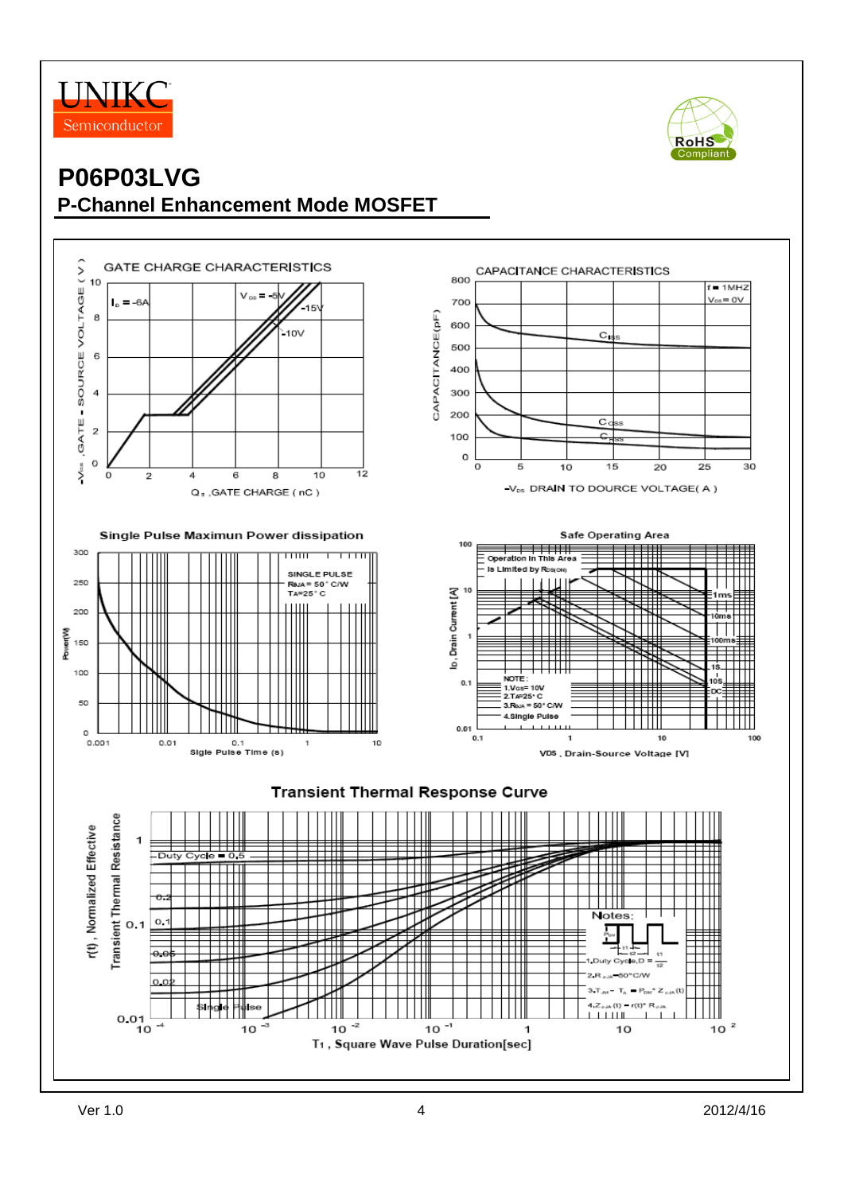# P06P03LVG

## P-Channel Enhancement Mode MOSFET

GATE CHARGE CHARACTERISTICS

$-V_{GS}$ ,GATE - SOURCE VOLTAGE ( V )

$I_D$ = -6A

$V_{DS}$ = -5V, -15V, -10V

$Q_g$ ,GATE CHARGE ( nC )

CAPACITANCE CHARACTERISTICS

CAPACITANCE(pF)

f = 1MHZ
$V_{GS}$ = 0V

Ciss, Coss, Crss

$-V_{DS}$ DRAIN TO DOURCE VOLTAGE( A )

Single Pulse Maximun Power dissipation

Power(W)

SINGLE PULSE
$R_{θJA}$ = 50° C/W
TA=25° C

Sigle Pulse Time (s)

Safe Operating Area

ID, Drain Current [A]

Operation In This Area Is Limited by $R_{DS(ON)}$

1ms, 10ms, 100ms, 1S, 10S, DC

NOTE:
1.$V_{GS}$= 10V
2.$T_A$=25° C
3.$R_{θJA}$ = 50° C/W
4.Single Pulse

VDS , Drain-Source Voltage [V]

Transient Thermal Response Curve

r(t), Normalized Effective Transient Thermal Resistance

Duty Cycle = 0.5, 0.2, 0.1, 0.05, 0.02, Single Pulse

Notes:
1.Duty Cycle,D = t1/t2
2.$R_{θJA}$=50°C/W
3.$T_{JM}$ - $T_A$ = $P_{DM}$ * $Z_{θJA}$(t)
4.$Z_{θJA}$(t) = r(t)* $R_{θJA}$

T1 , Square Wave Pulse Duration[sec]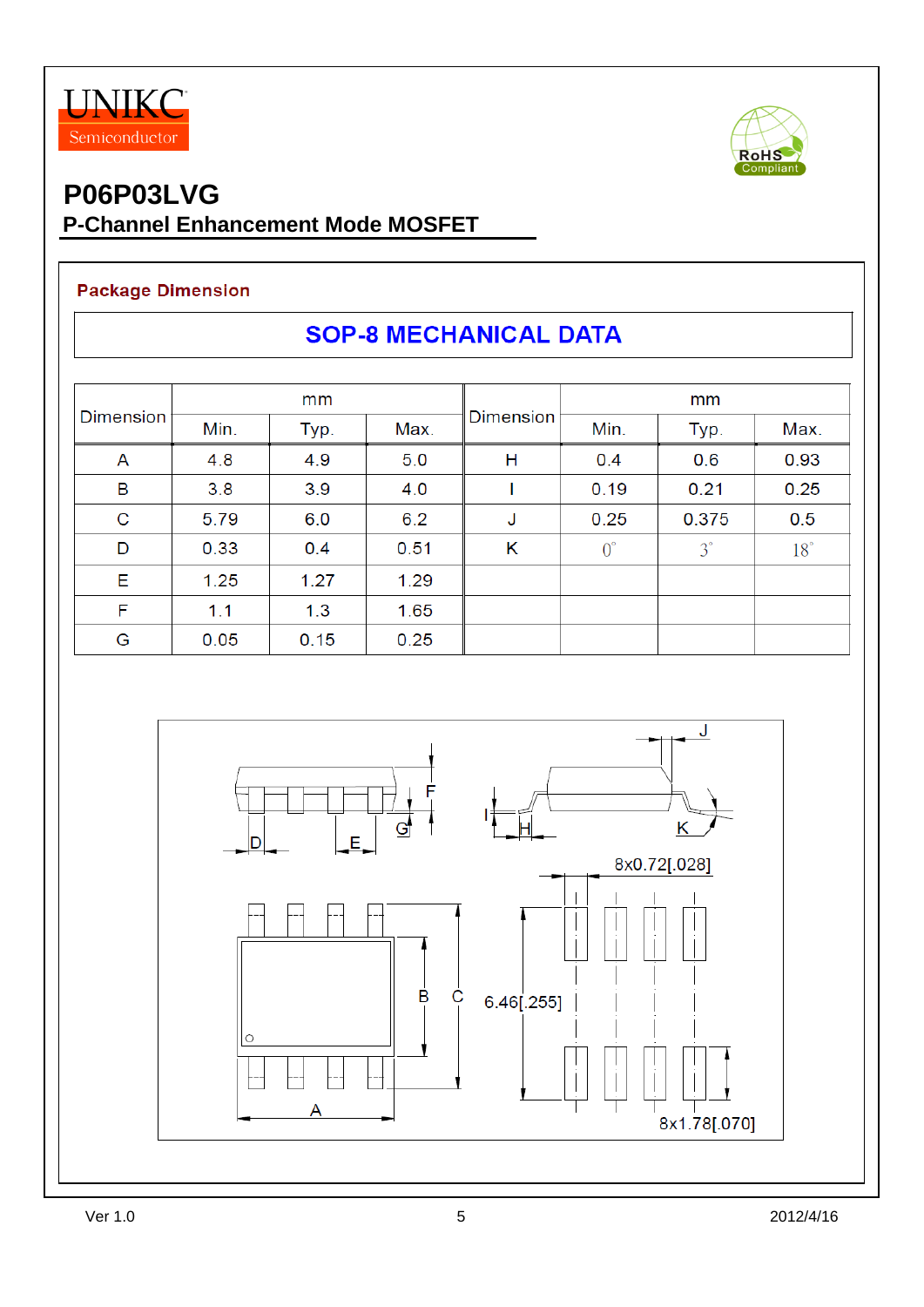UNIKC Semiconductor

RoHS Compliant

# P06P03LVG

## P-Channel Enhancement Mode MOSFET

### Package Dimension

## SOP-8 MECHANICAL DATA

| Dimension | mm | | | Dimension | mm | | |
|---|---|---|---|---|---|---|---|
| | Min. | Typ. | Max. | | Min. | Typ. | Max. |
| A | 4.8 | 4.9 | 5.0 | H | 0.4 | 0.6 | 0.93 |
| B | 3.8 | 3.9 | 4.0 | I | 0.19 | 0.21 | 0.25 |
| C | 5.79 | 6.0 | 6.2 | J | 0.25 | 0.375 | 0.5 |
| D | 0.33 | 0.4 | 0.51 | K | 0° | 3° | 18° |
| E | 1.25 | 1.27 | 1.29 | | | | |
| F | 1.1 | 1.3 | 1.65 | | | | |
| G | 0.05 | 0.15 | 0.25 | | | | |

J

F

I

G

H

K

D

E

8x0.72[.028]

B

C

6.46[.255]

A

8x1.78[.070]